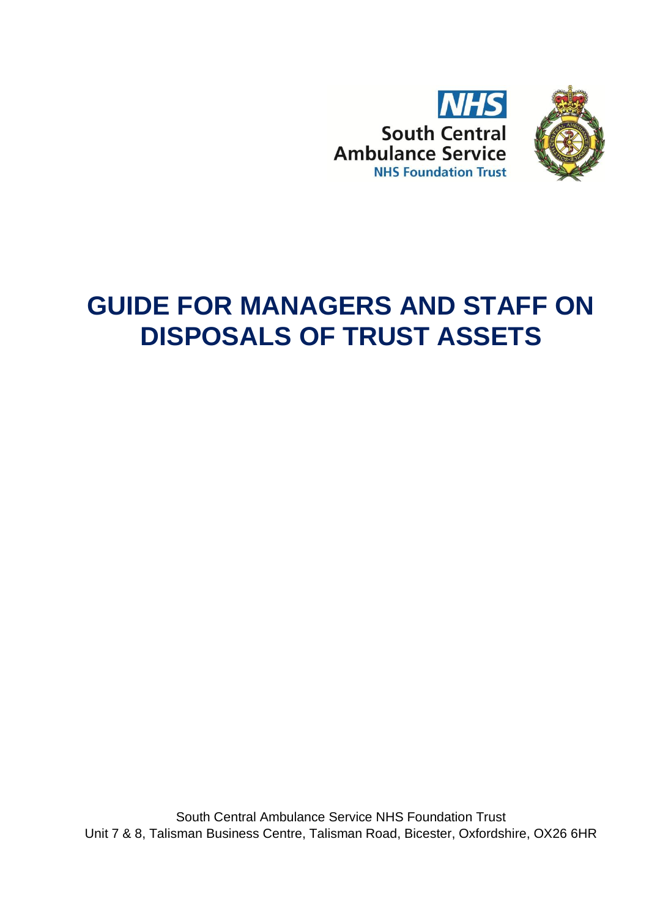NHS

South Central Ambulance Service

NHS Foundation Trust

# GUIDE FOR MANAGERS AND STAFF ON DISPOSALS OF TRUST ASSETS

South Central Ambulance Service NHS Foundation Trust
Unit 7 & 8, Talisman Business Centre, Talisman Road, Bicester, Oxfordshire, OX26 6HR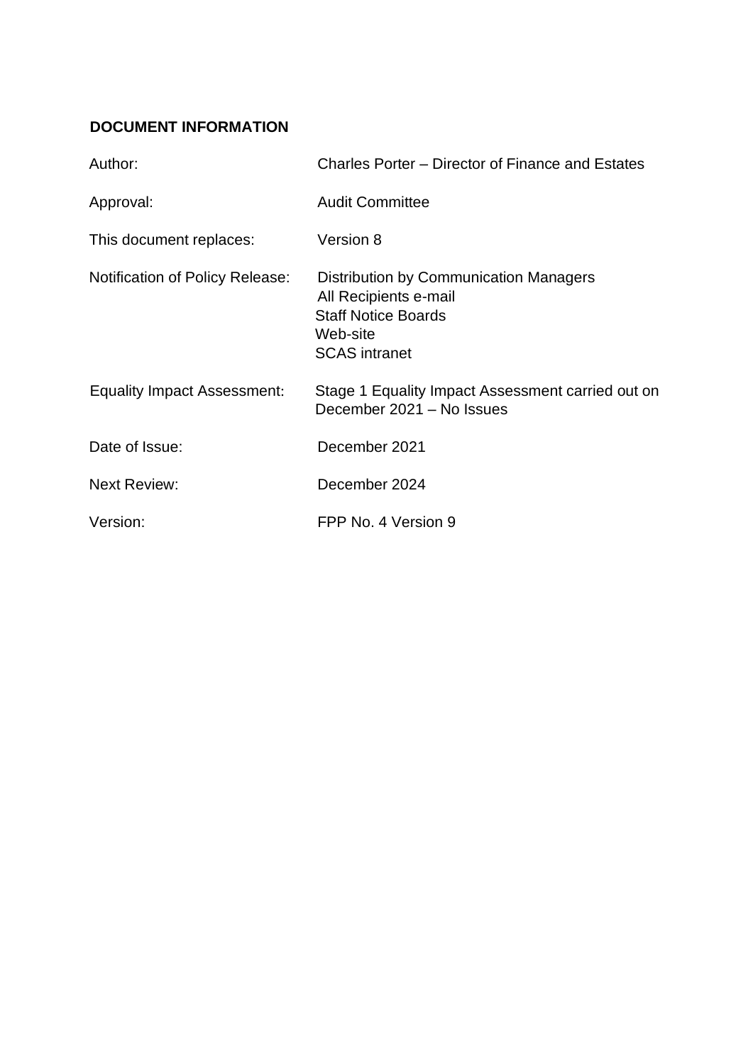**DOCUMENT INFORMATION**

| | |
|---|---|
| Author: | Charles Porter – Director of Finance and Estates |
| Approval: | Audit Committee |
| This document replaces: | Version 8 |
| Notification of Policy Release: | Distribution by Communication Managers<br>All Recipients e-mail<br>Staff Notice Boards<br>Web-site<br>SCAS intranet |
| Equality Impact Assessment: | Stage 1 Equality Impact Assessment carried out on December 2021 – No Issues |
| Date of Issue: | December 2021 |
| Next Review: | December 2024 |
| Version: | FPP No. 4 Version 9 |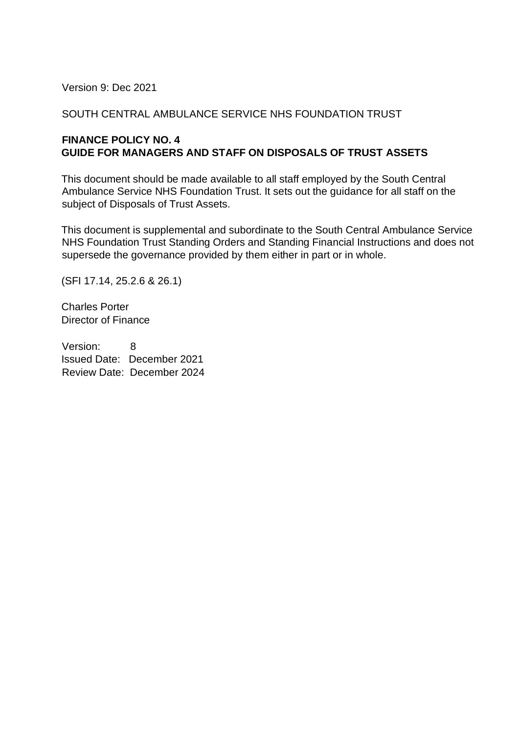Version 9: Dec 2021

SOUTH CENTRAL AMBULANCE SERVICE NHS FOUNDATION TRUST

**FINANCE POLICY NO. 4**
**GUIDE FOR MANAGERS AND STAFF ON DISPOSALS OF TRUST ASSETS**

This document should be made available to all staff employed by the South Central Ambulance Service NHS Foundation Trust. It sets out the guidance for all staff on the subject of Disposals of Trust Assets.

This document is supplemental and subordinate to the South Central Ambulance Service NHS Foundation Trust Standing Orders and Standing Financial Instructions and does not supersede the governance provided by them either in part or in whole.

(SFI 17.14, 25.2.6 & 26.1)

Charles Porter
Director of Finance

Version: 8
Issued Date: December 2021
Review Date: December 2024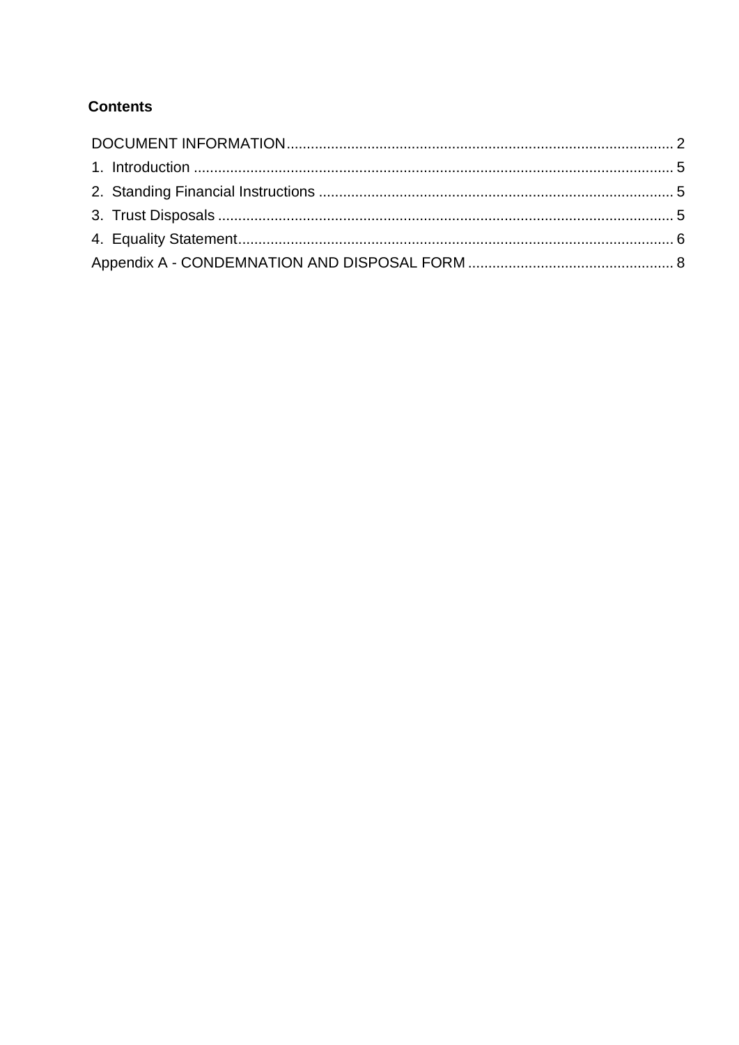**Contents**

DOCUMENT INFORMATION .......... 2
1. Introduction .......... 5
2. Standing Financial Instructions .......... 5
3. Trust Disposals .......... 5
4. Equality Statement .......... 6
Appendix A - CONDEMNATION AND DISPOSAL FORM .......... 8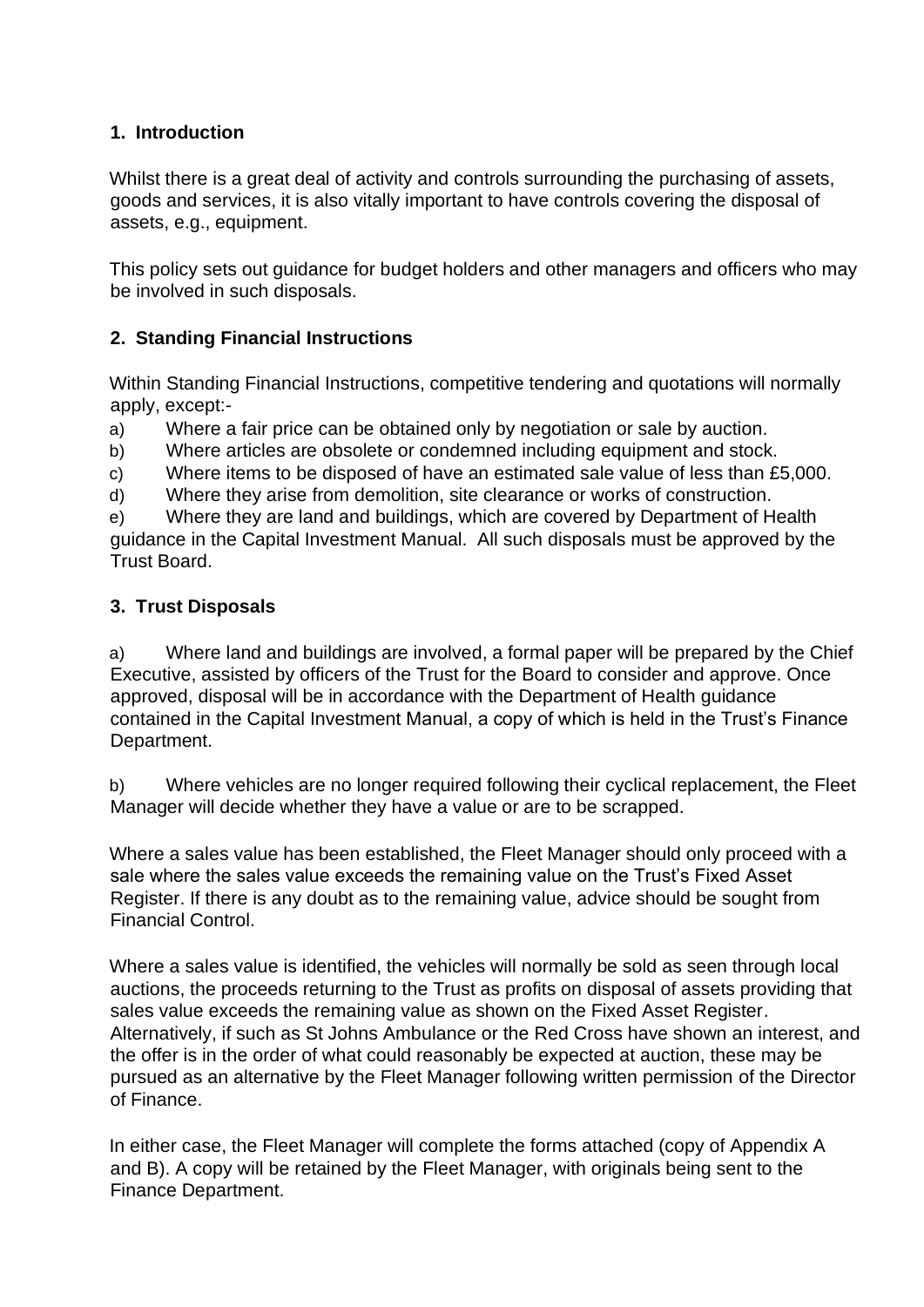## 1. Introduction

Whilst there is a great deal of activity and controls surrounding the purchasing of assets, goods and services, it is also vitally important to have controls covering the disposal of assets, e.g., equipment.

This policy sets out guidance for budget holders and other managers and officers who may be involved in such disposals.

## 2. Standing Financial Instructions

Within Standing Financial Instructions, competitive tendering and quotations will normally apply, except:-

a) Where a fair price can be obtained only by negotiation or sale by auction.

b) Where articles are obsolete or condemned including equipment and stock.

c) Where items to be disposed of have an estimated sale value of less than £5,000.

d) Where they arise from demolition, site clearance or works of construction.

e) Where they are land and buildings, which are covered by Department of Health guidance in the Capital Investment Manual. All such disposals must be approved by the Trust Board.

## 3. Trust Disposals

a) Where land and buildings are involved, a formal paper will be prepared by the Chief Executive, assisted by officers of the Trust for the Board to consider and approve. Once approved, disposal will be in accordance with the Department of Health guidance contained in the Capital Investment Manual, a copy of which is held in the Trust's Finance Department.

b) Where vehicles are no longer required following their cyclical replacement, the Fleet Manager will decide whether they have a value or are to be scrapped.

Where a sales value has been established, the Fleet Manager should only proceed with a sale where the sales value exceeds the remaining value on the Trust's Fixed Asset Register. If there is any doubt as to the remaining value, advice should be sought from Financial Control.

Where a sales value is identified, the vehicles will normally be sold as seen through local auctions, the proceeds returning to the Trust as profits on disposal of assets providing that sales value exceeds the remaining value as shown on the Fixed Asset Register. Alternatively, if such as St Johns Ambulance or the Red Cross have shown an interest, and the offer is in the order of what could reasonably be expected at auction, these may be pursued as an alternative by the Fleet Manager following written permission of the Director of Finance.

In either case, the Fleet Manager will complete the forms attached (copy of Appendix A and B). A copy will be retained by the Fleet Manager, with originals being sent to the Finance Department.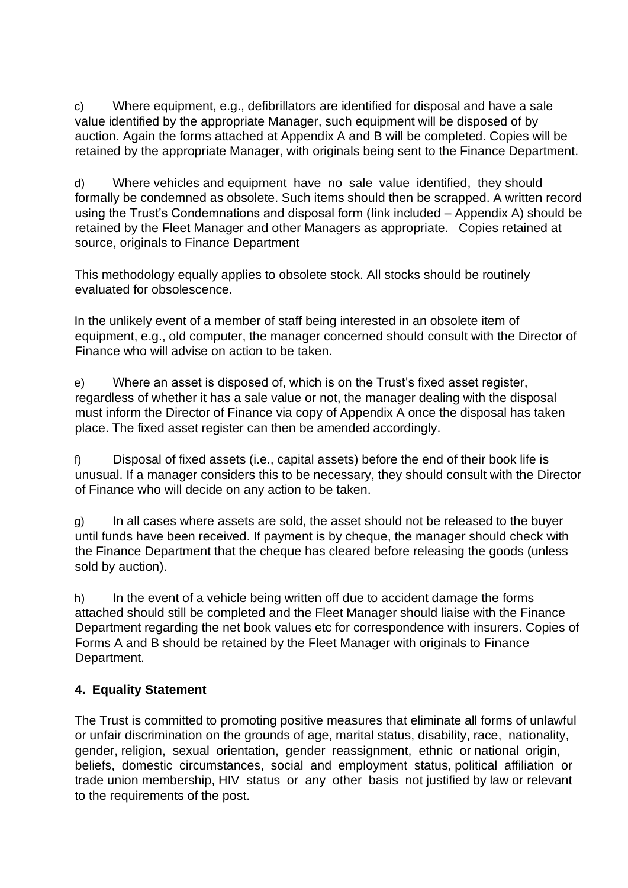c) Where equipment, e.g., defibrillators are identified for disposal and have a sale value identified by the appropriate Manager, such equipment will be disposed of by auction. Again the forms attached at Appendix A and B will be completed. Copies will be retained by the appropriate Manager, with originals being sent to the Finance Department.

d) Where vehicles and equipment have no sale value identified, they should formally be condemned as obsolete. Such items should then be scrapped. A written record using the Trust's Condemnations and disposal form (link included – Appendix A) should be retained by the Fleet Manager and other Managers as appropriate. Copies retained at source, originals to Finance Department

This methodology equally applies to obsolete stock. All stocks should be routinely evaluated for obsolescence.

In the unlikely event of a member of staff being interested in an obsolete item of equipment, e.g., old computer, the manager concerned should consult with the Director of Finance who will advise on action to be taken.

e) Where an asset is disposed of, which is on the Trust's fixed asset register, regardless of whether it has a sale value or not, the manager dealing with the disposal must inform the Director of Finance via copy of Appendix A once the disposal has taken place. The fixed asset register can then be amended accordingly.

f) Disposal of fixed assets (i.e., capital assets) before the end of their book life is unusual. If a manager considers this to be necessary, they should consult with the Director of Finance who will decide on any action to be taken.

g) In all cases where assets are sold, the asset should not be released to the buyer until funds have been received. If payment is by cheque, the manager should check with the Finance Department that the cheque has cleared before releasing the goods (unless sold by auction).

h) In the event of a vehicle being written off due to accident damage the forms attached should still be completed and the Fleet Manager should liaise with the Finance Department regarding the net book values etc for correspondence with insurers. Copies of Forms A and B should be retained by the Fleet Manager with originals to Finance Department.

## 4. Equality Statement

The Trust is committed to promoting positive measures that eliminate all forms of unlawful or unfair discrimination on the grounds of age, marital status, disability, race, nationality, gender, religion, sexual orientation, gender reassignment, ethnic or national origin, beliefs, domestic circumstances, social and employment status, political affiliation or trade union membership, HIV status or any other basis not justified by law or relevant to the requirements of the post.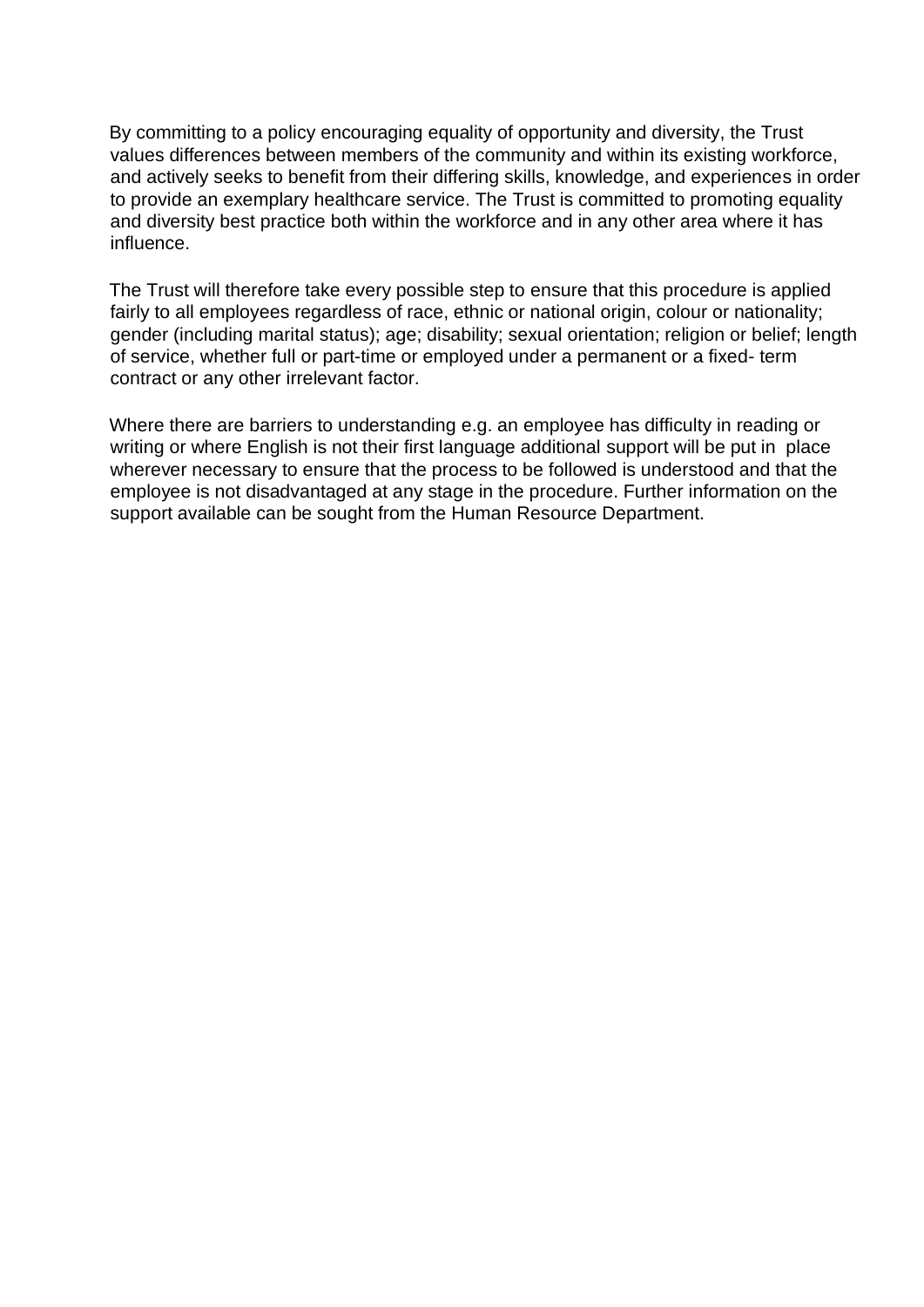By committing to a policy encouraging equality of opportunity and diversity, the Trust values differences between members of the community and within its existing workforce, and actively seeks to benefit from their differing skills, knowledge, and experiences in order to provide an exemplary healthcare service. The Trust is committed to promoting equality and diversity best practice both within the workforce and in any other area where it has influence.

The Trust will therefore take every possible step to ensure that this procedure is applied fairly to all employees regardless of race, ethnic or national origin, colour or nationality; gender (including marital status); age; disability; sexual orientation; religion or belief; length of service, whether full or part-time or employed under a permanent or a fixed- term contract or any other irrelevant factor.

Where there are barriers to understanding e.g. an employee has difficulty in reading or writing or where English is not their first language additional support will be put in place wherever necessary to ensure that the process to be followed is understood and that the employee is not disadvantaged at any stage in the procedure. Further information on the support available can be sought from the Human Resource Department.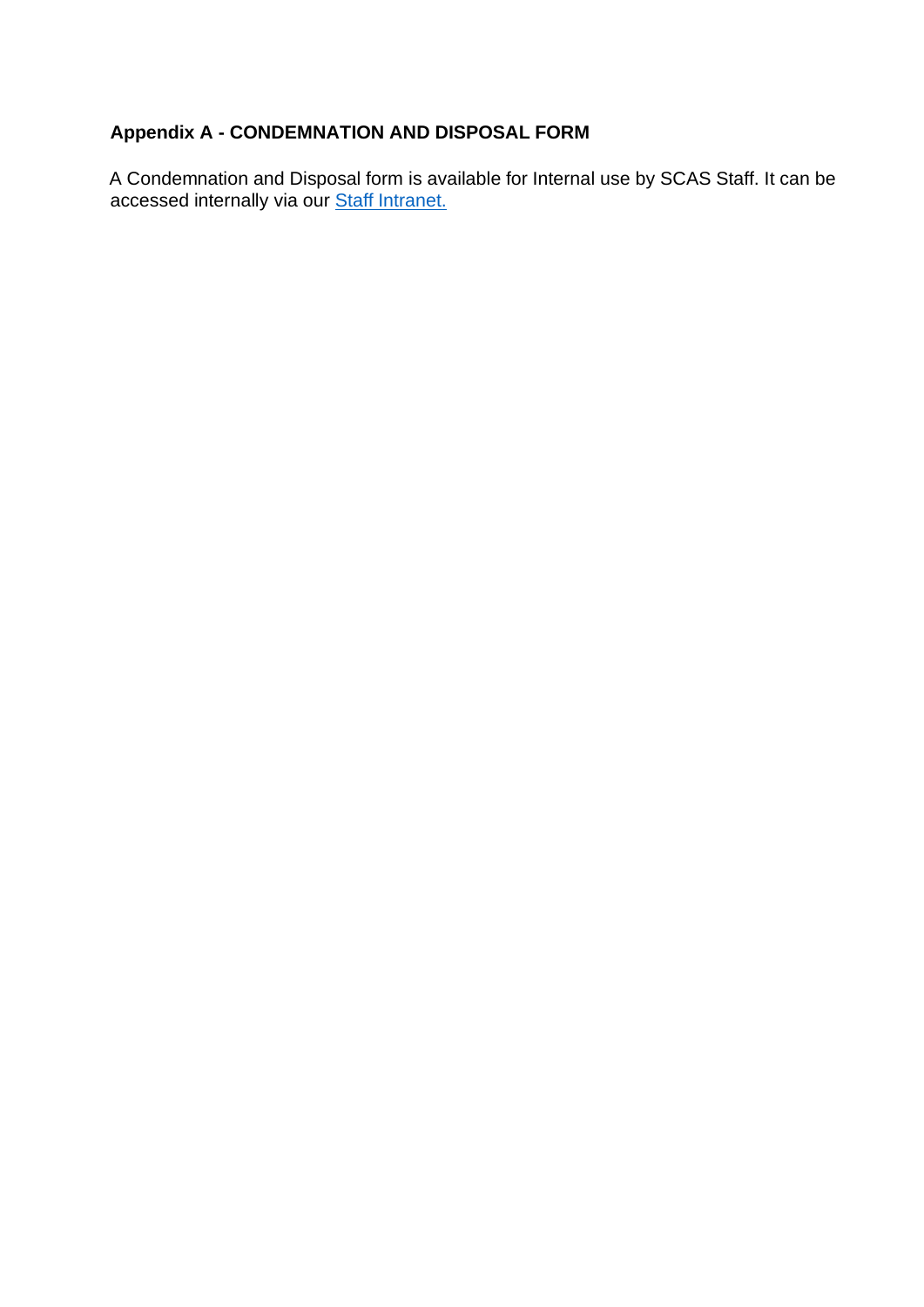## Appendix A - CONDEMNATION AND DISPOSAL FORM

A Condemnation and Disposal form is available for Internal use by SCAS Staff. It can be accessed internally via our Staff Intranet.